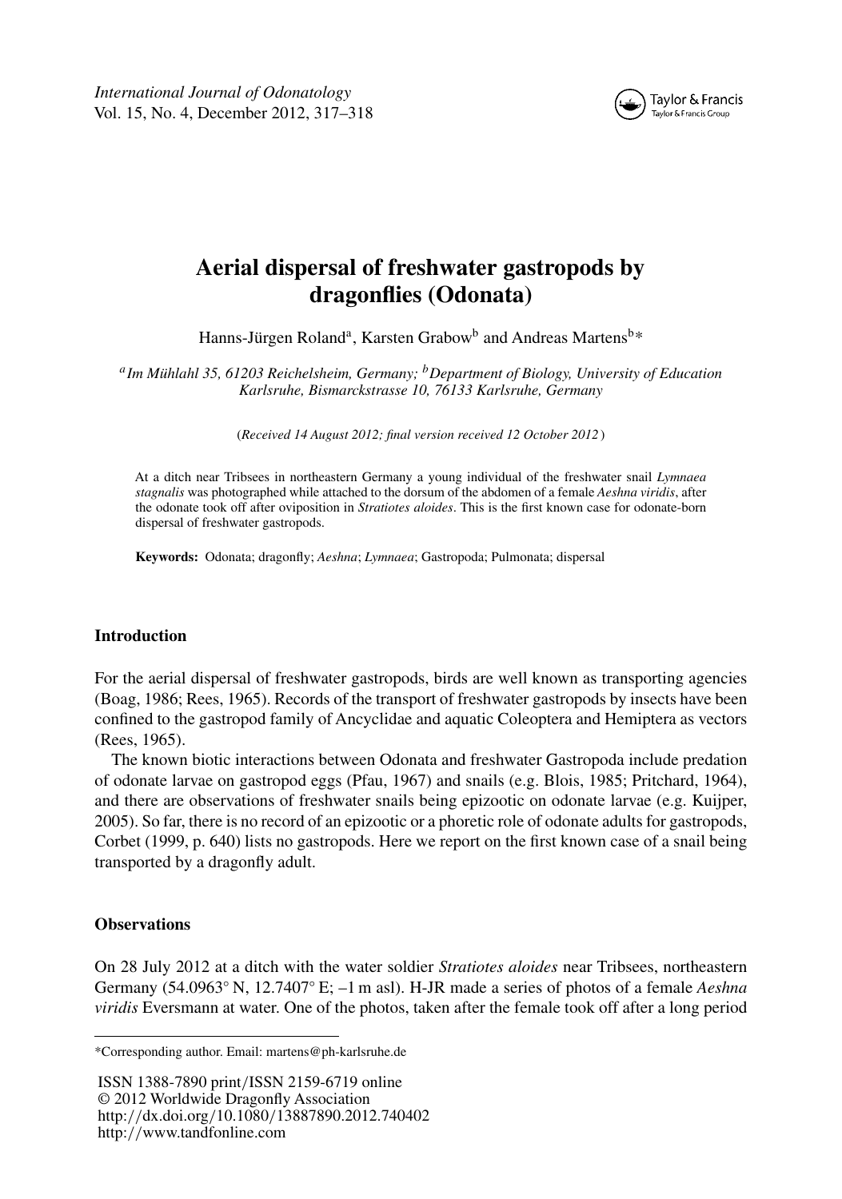# Aerial dispersal of freshwater gastropods by dragonflies (Odonata)

Hanns-Jürgen Roland[a], Karsten Grabow[b] and Andreas Martens[b]*

[a] *Im Mühlahl 35, 61203 Reichelsheim, Germany;* [b] *Department of Biology, University of Education Karlsruhe, Bismarckstrasse 10, 76133 Karlsruhe, Germany*

(*Received 14 August 2012; final version received 12 October 2012*)

At a ditch near Tribsees in northeastern Germany a young individual of the freshwater snail *Lymnaea stagnalis* was photographed while attached to the dorsum of the abdomen of a female *Aeshna viridis*, after the odonate took off after oviposition in *Stratiotes aloides*. This is the first known case for odonate-born dispersal of freshwater gastropods.

**Keywords:** Odonata; dragonfly; *Aeshna*; *Lymnaea*; Gastropoda; Pulmonata; dispersal

## Introduction

For the aerial dispersal of freshwater gastropods, birds are well known as transporting agencies (Boag, 1986; Rees, 1965). Records of the transport of freshwater gastropods by insects have been confined to the gastropod family of Ancyclidae and aquatic Coleoptera and Hemiptera as vectors (Rees, 1965).

The known biotic interactions between Odonata and freshwater Gastropoda include predation of odonate larvae on gastropod eggs (Pfau, 1967) and snails (e.g. Blois, 1985; Pritchard, 1964), and there are observations of freshwater snails being epizootic on odonate larvae (e.g. Kuijper, 2005). So far, there is no record of an epizootic or a phoretic role of odonate adults for gastropods, Corbet (1999, p. 640) lists no gastropods. Here we report on the first known case of a snail being transported by a dragonfly adult.

## Observations

On 28 July 2012 at a ditch with the water soldier *Stratiotes aloides* near Tribsees, northeastern Germany (54.0963° N, 12.7407° E; –1 m asl). H-JR made a series of photos of a female *Aeshna viridis* Eversmann at water. One of the photos, taken after the female took off after a long period

---

*Corresponding author. Email: martens@ph-karlsruhe.de

ISSN 1388-7890 print/ISSN 2159-6719 online
© 2012 Worldwide Dragonfly Association
http://dx.doi.org/10.1080/13887890.2012.740402
http://www.tandfonline.com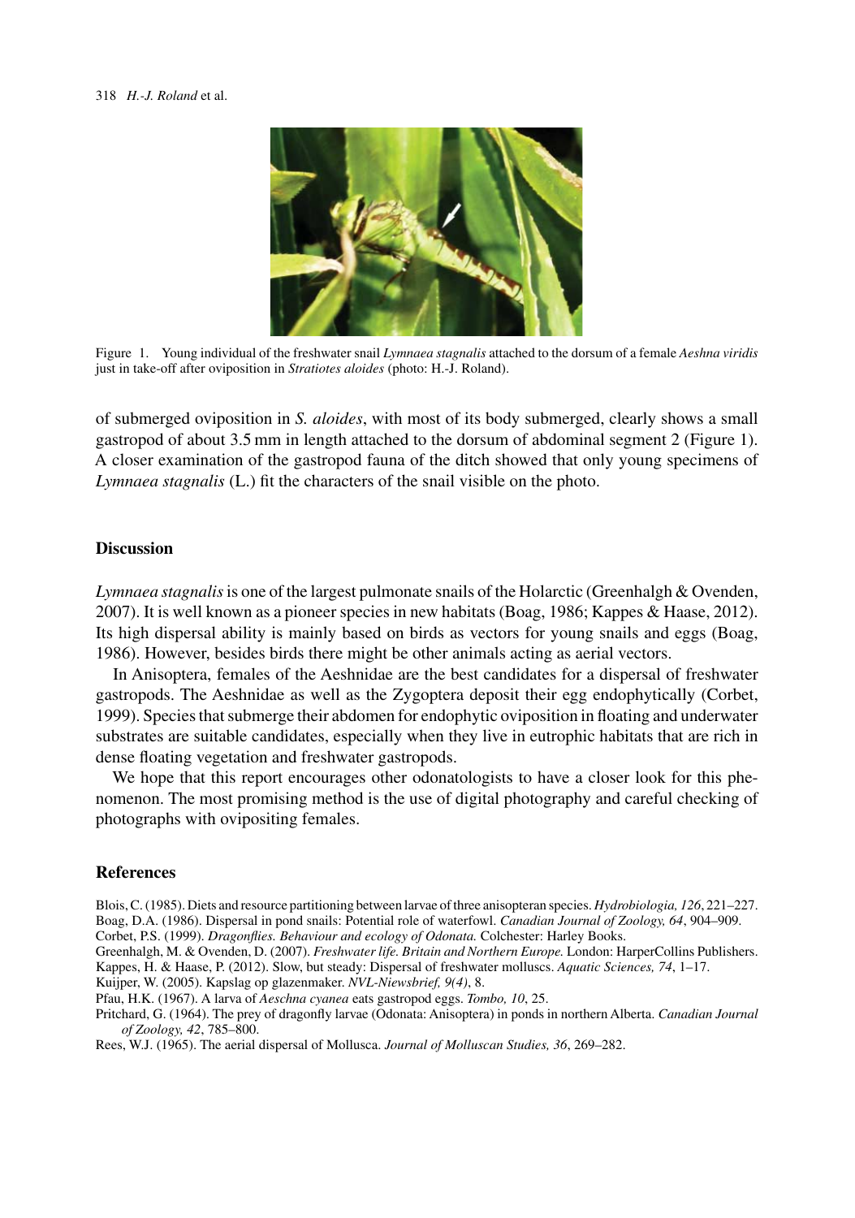Figure 1. Young individual of the freshwater snail *Lymnaea stagnalis* attached to the dorsum of a female *Aeshna viridis* just in take-off after oviposition in *Stratiotes aloides* (photo: H.-J. Roland).

of submerged oviposition in *S. aloides*, with most of its body submerged, clearly shows a small gastropod of about 3.5 mm in length attached to the dorsum of abdominal segment 2 (Figure 1). A closer examination of the gastropod fauna of the ditch showed that only young specimens of *Lymnaea stagnalis* (L.) fit the characters of the snail visible on the photo.

## Discussion

*Lymnaea stagnalis* is one of the largest pulmonate snails of the Holarctic (Greenhalgh & Ovenden, 2007). It is well known as a pioneer species in new habitats (Boag, 1986; Kappes & Haase, 2012). Its high dispersal ability is mainly based on birds as vectors for young snails and eggs (Boag, 1986). However, besides birds there might be other animals acting as aerial vectors.

In Anisoptera, females of the Aeshnidae are the best candidates for a dispersal of freshwater gastropods. The Aeshnidae as well as the Zygoptera deposit their egg endophytically (Corbet, 1999). Species that submerge their abdomen for endophytic oviposition in floating and underwater substrates are suitable candidates, especially when they live in eutrophic habitats that are rich in dense floating vegetation and freshwater gastropods.

We hope that this report encourages other odonatologists to have a closer look for this phenomenon. The most promising method is the use of digital photography and careful checking of photographs with ovipositing females.

## References

Blois, C. (1985). Diets and resource partitioning between larvae of three anisopteran species. *Hydrobiologia, 126*, 221–227.

Boag, D.A. (1986). Dispersal in pond snails: Potential role of waterfowl. *Canadian Journal of Zoology, 64*, 904–909.

Corbet, P.S. (1999). *Dragonflies. Behaviour and ecology of Odonata.* Colchester: Harley Books.

Greenhalgh, M. & Ovenden, D. (2007). *Freshwater life. Britain and Northern Europe.* London: HarperCollins Publishers.

Kappes, H. & Haase, P. (2012). Slow, but steady: Dispersal of freshwater molluscs. *Aquatic Sciences, 74*, 1–17.

Kuijper, W. (2005). Kapslag op glazenmaker. *NVL-Niewsbrief, 9(4)*, 8.

Pfau, H.K. (1967). A larva of *Aeschna cyanea* eats gastropod eggs. *Tombo, 10*, 25.

Pritchard, G. (1964). The prey of dragonfly larvae (Odonata: Anisoptera) in ponds in northern Alberta. *Canadian Journal of Zoology, 42*, 785–800.

Rees, W.J. (1965). The aerial dispersal of Mollusca. *Journal of Molluscan Studies, 36*, 269–282.